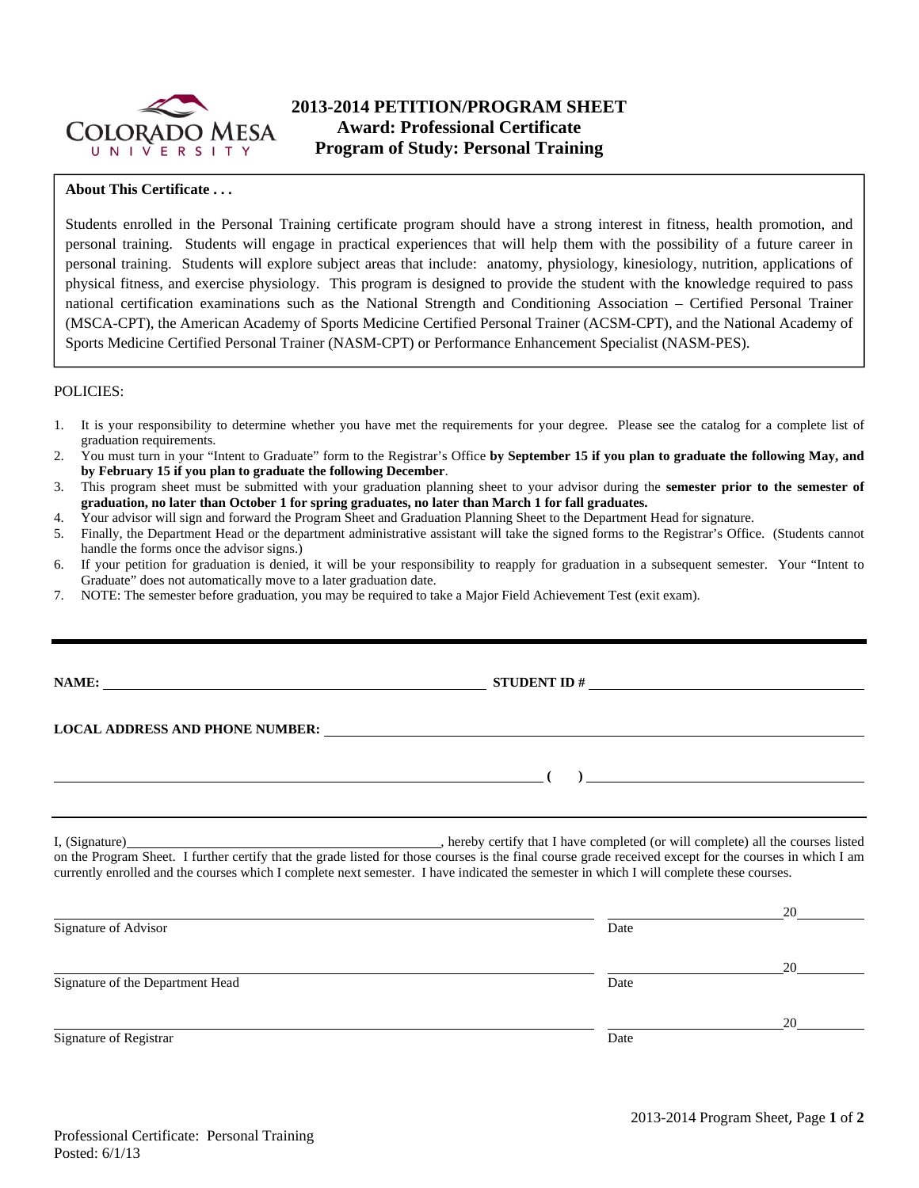# 2013-2014 PETITION/PROGRAM SHEET
## Award: Professional Certificate
## Program of Study: Personal Training

**About This Certificate . . .**

Students enrolled in the Personal Training certificate program should have a strong interest in fitness, health promotion, and personal training. Students will engage in practical experiences that will help them with the possibility of a future career in personal training. Students will explore subject areas that include: anatomy, physiology, kinesiology, nutrition, applications of physical fitness, and exercise physiology. This program is designed to provide the student with the knowledge required to pass national certification examinations such as the National Strength and Conditioning Association – Certified Personal Trainer (MSCA-CPT), the American Academy of Sports Medicine Certified Personal Trainer (ACSM-CPT), and the National Academy of Sports Medicine Certified Personal Trainer (NASM-CPT) or Performance Enhancement Specialist (NASM-PES).

POLICIES:

1. It is your responsibility to determine whether you have met the requirements for your degree. Please see the catalog for a complete list of graduation requirements.
2. You must turn in your "Intent to Graduate" form to the Registrar's Office **by September 15 if you plan to graduate the following May, and by February 15 if you plan to graduate the following December**.
3. This program sheet must be submitted with your graduation planning sheet to your advisor during the **semester prior to the semester of graduation, no later than October 1 for spring graduates, no later than March 1 for fall graduates.**
4. Your advisor will sign and forward the Program Sheet and Graduation Planning Sheet to the Department Head for signature.
5. Finally, the Department Head or the department administrative assistant will take the signed forms to the Registrar's Office. (Students cannot handle the forms once the advisor signs.)
6. If your petition for graduation is denied, it will be your responsibility to reapply for graduation in a subsequent semester. Your "Intent to Graduate" does not automatically move to a later graduation date.
7. NOTE: The semester before graduation, you may be required to take a Major Field Achievement Test (exit exam).

---

**NAME:** ______________________________ **STUDENT ID #** ______________________________

**LOCAL ADDRESS AND PHONE NUMBER:** ______________________________

______________________________ **(     )** ______________________________

---

I, (Signature)______________________________, hereby certify that I have completed (or will complete) all the courses listed on the Program Sheet. I further certify that the grade listed for those courses is the final course grade received except for the courses in which I am currently enrolled and the courses which I complete next semester. I have indicated the semester in which I will complete these courses.

______________________________ ______________20______
Signature of Advisor Date

______________________________ ______________20______
Signature of the Department Head Date

______________________________ ______________20______
Signature of Registrar Date

Professional Certificate: Personal Training
Posted: 6/1/13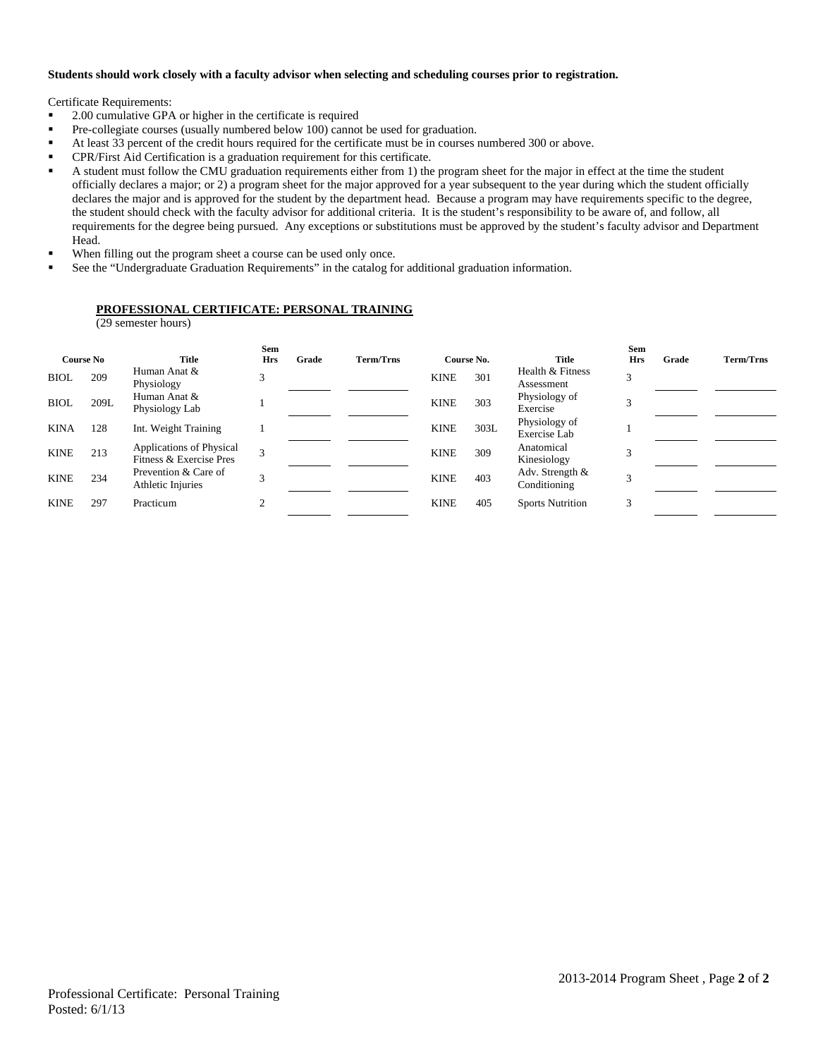**Students should work closely with a faculty advisor when selecting and scheduling courses prior to registration.**

Certificate Requirements:

- 2.00 cumulative GPA or higher in the certificate is required
- Pre-collegiate courses (usually numbered below 100) cannot be used for graduation.
- At least 33 percent of the credit hours required for the certificate must be in courses numbered 300 or above.
- CPR/First Aid Certification is a graduation requirement for this certificate.
- A student must follow the CMU graduation requirements either from 1) the program sheet for the major in effect at the time the student officially declares a major; or 2) a program sheet for the major approved for a year subsequent to the year during which the student officially declares the major and is approved for the student by the department head. Because a program may have requirements specific to the degree, the student should check with the faculty advisor for additional criteria. It is the student's responsibility to be aware of, and follow, all requirements for the degree being pursued. Any exceptions or substitutions must be approved by the student's faculty advisor and Department Head.
- When filling out the program sheet a course can be used only once.
- See the "Undergraduate Graduation Requirements" in the catalog for additional graduation information.

**PROFESSIONAL CERTIFICATE: PERSONAL TRAINING**
(29 semester hours)

| Course No | | Title | Sem Hrs | Grade | Term/Trns | Course No. | | Title | Sem Hrs | Grade | Term/Trns |
|---|---|---|---|---|---|---|---|---|---|---|---|
| BIOL | 209 | Human Anat & Physiology | 3 | | | KINE | 301 | Health & Fitness Assessment | 3 | | |
| BIOL | 209L | Human Anat & Physiology Lab | 1 | | | KINE | 303 | Physiology of Exercise | 3 | | |
| KINA | 128 | Int. Weight Training | 1 | | | KINE | 303L | Physiology of Exercise Lab | 1 | | |
| KINE | 213 | Applications of Physical Fitness & Exercise Pres | 3 | | | KINE | 309 | Anatomical Kinesiology | 3 | | |
| KINE | 234 | Prevention & Care of Athletic Injuries | 3 | | | KINE | 403 | Adv. Strength & Conditioning | 3 | | |
| KINE | 297 | Practicum | 2 | | | KINE | 405 | Sports Nutrition | 3 | | |

Professional Certificate: Personal Training
Posted: 6/1/13